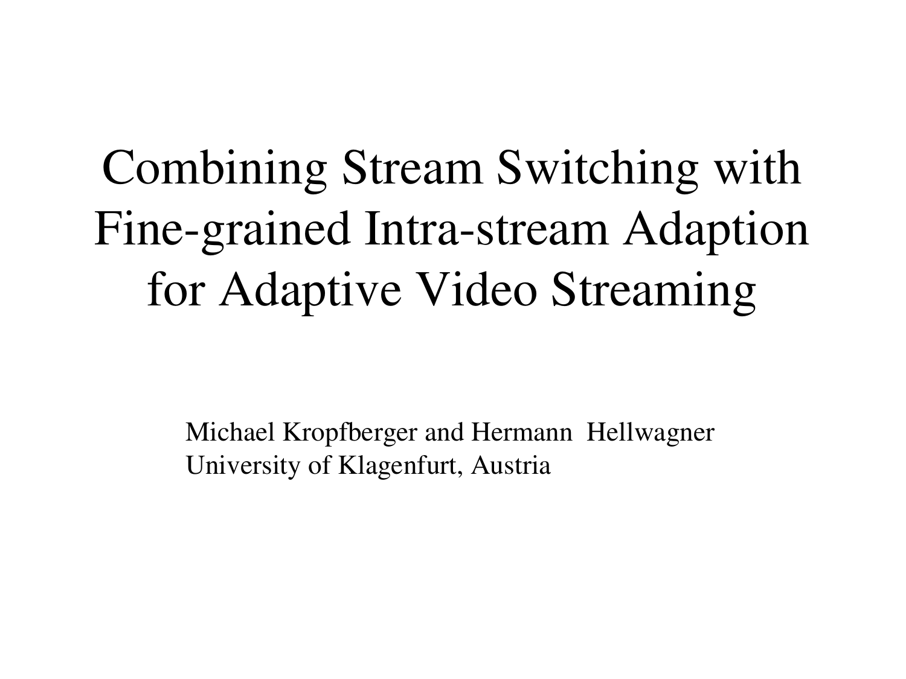# Combining Stream Switching with Fine-grained Intra-stream Adaption for Adaptive Video Streaming

Michael Kropfberger and Hermann Hellwagner
University of Klagenfurt, Austria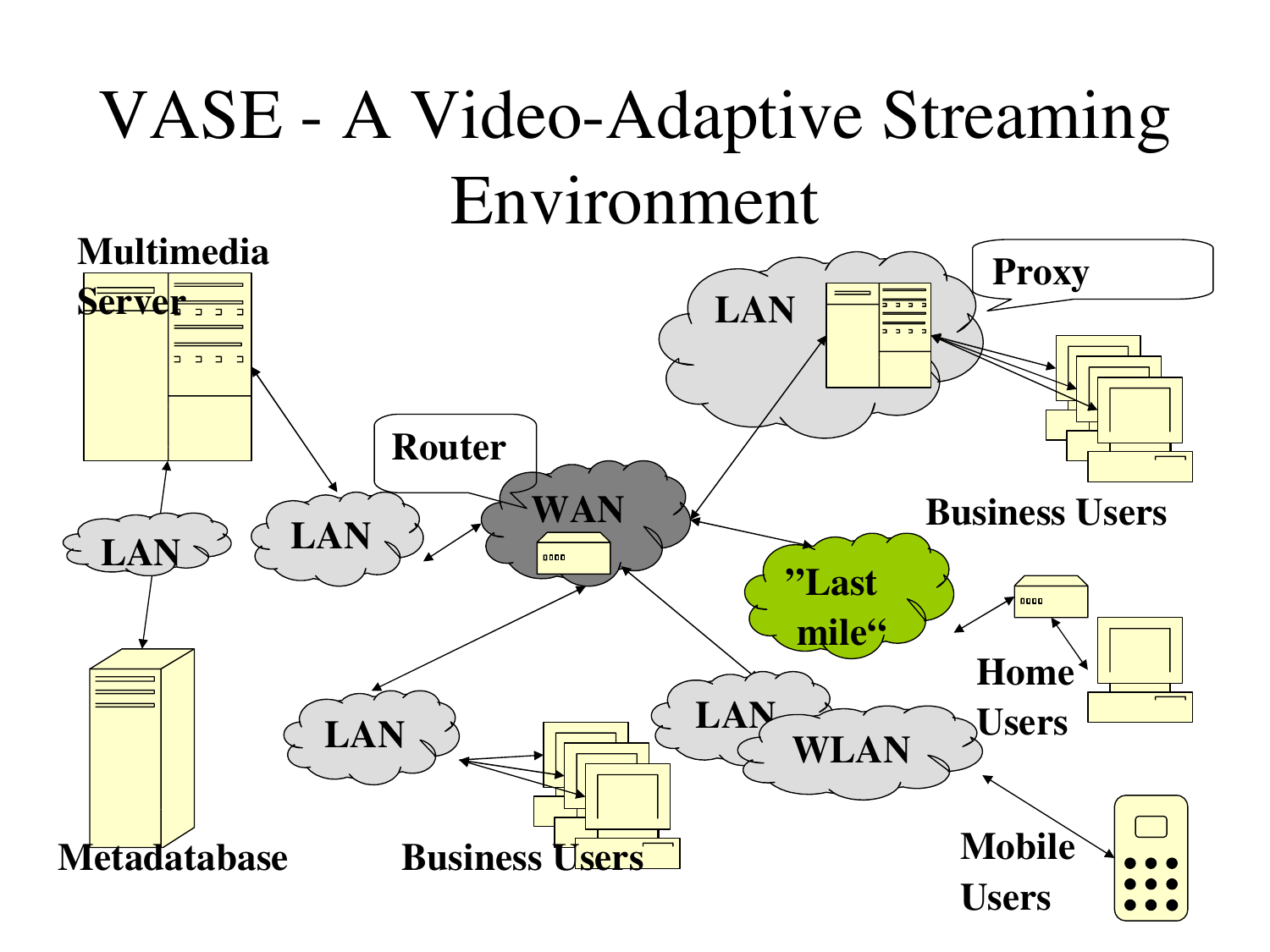# VASE - A Video-Adaptive Streaming Environment

Multimedia Server

Proxy

LAN

Router

WAN

LAN

LAN

Business Users

"Last mile"

Home Users

LAN

LAN

WLAN

Metadatabase

Business Users

Mobile Users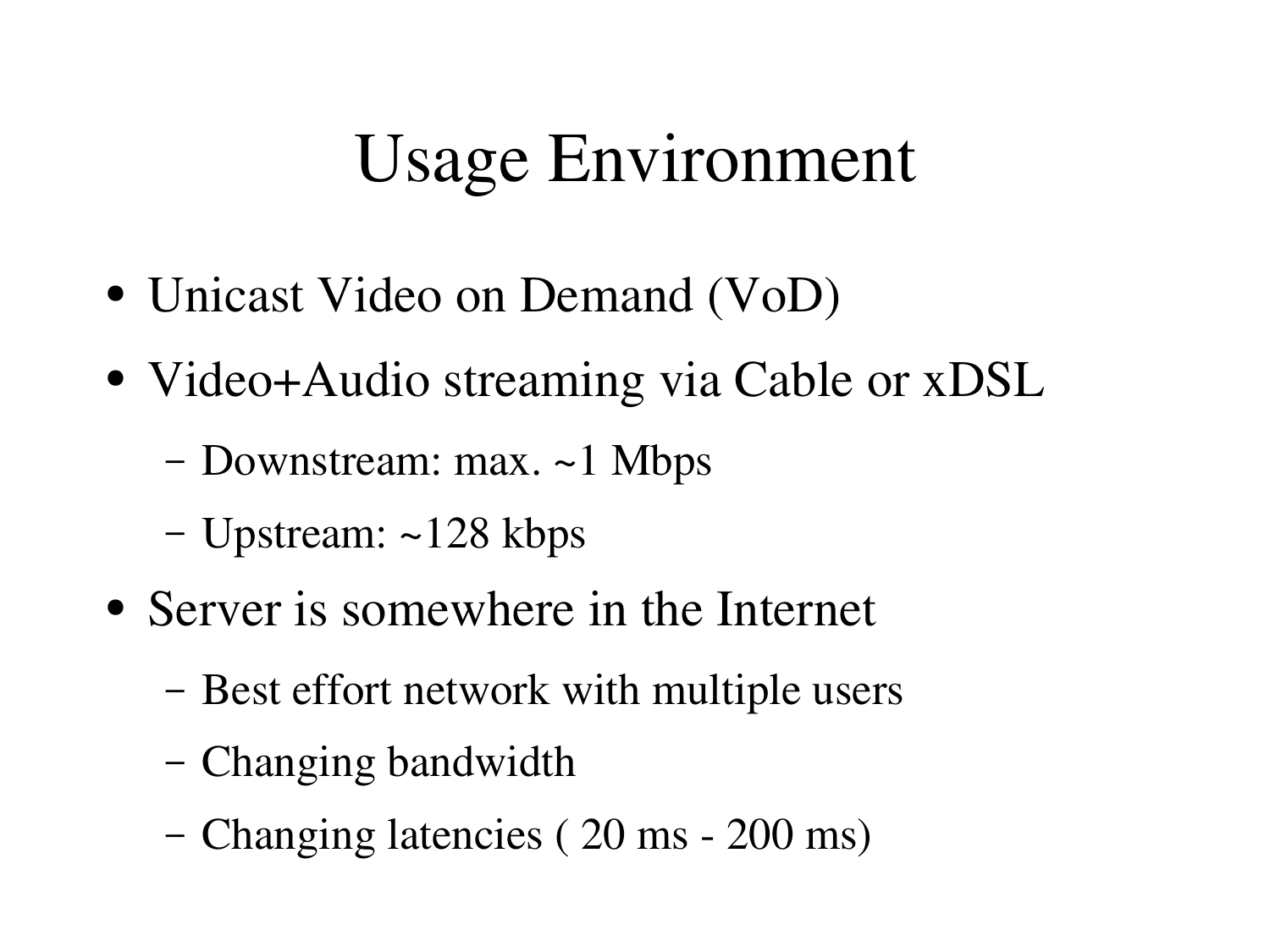# Usage Environment

- Unicast Video on Demand (VoD)
- Video+Audio streaming via Cable or xDSL
  - Downstream: max. ~1 Mbps
  - Upstream: ~128 kbps
- Server is somewhere in the Internet
  - Best effort network with multiple users
  - Changing bandwidth
  - Changing latencies ( 20 ms - 200 ms)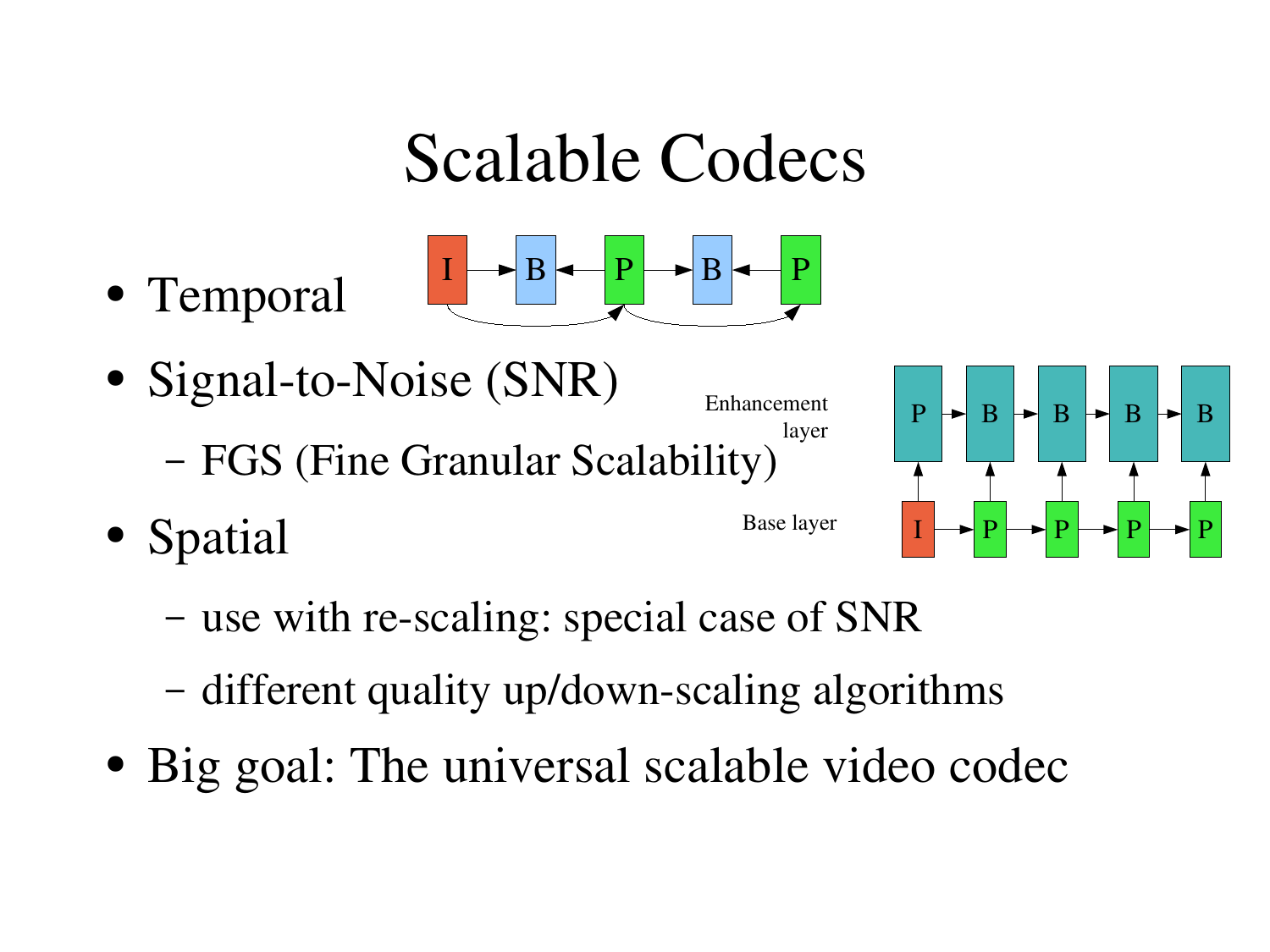# Scalable Codecs

- Temporal
- Signal-to-Noise (SNR)
  - FGS (Fine Granular Scalability)
- Spatial
  - use with re-scaling: special case of SNR
  - different quality up/down-scaling algorithms
- Big goal: The universal scalable video codec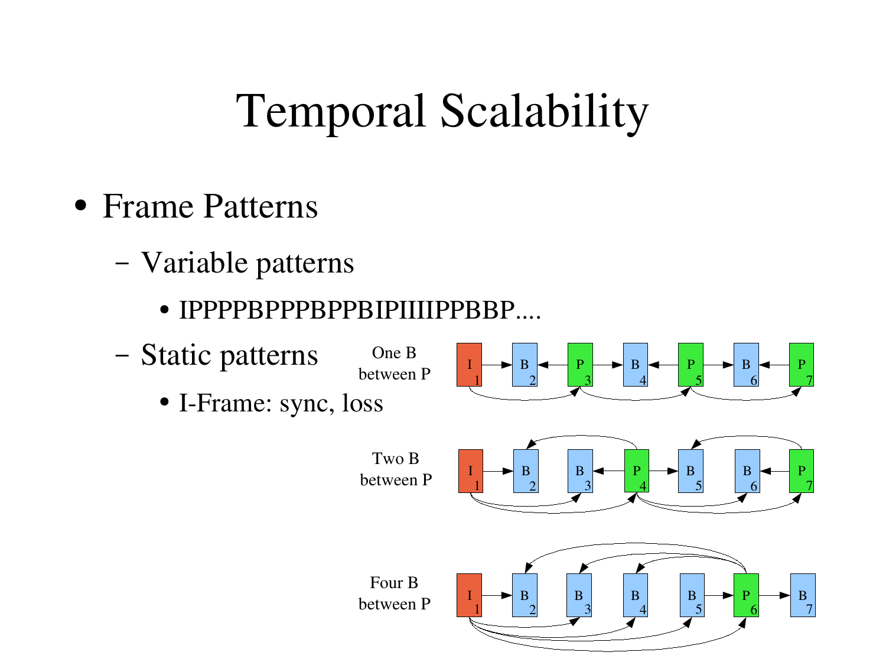# Temporal Scalability

- Frame Patterns
  - Variable patterns
    - IPPPPBPPPBPPBIPIIIIPPBBP....
  - Static patterns
    - I-Frame: sync, loss

One B between P

Two B between P

Four B between P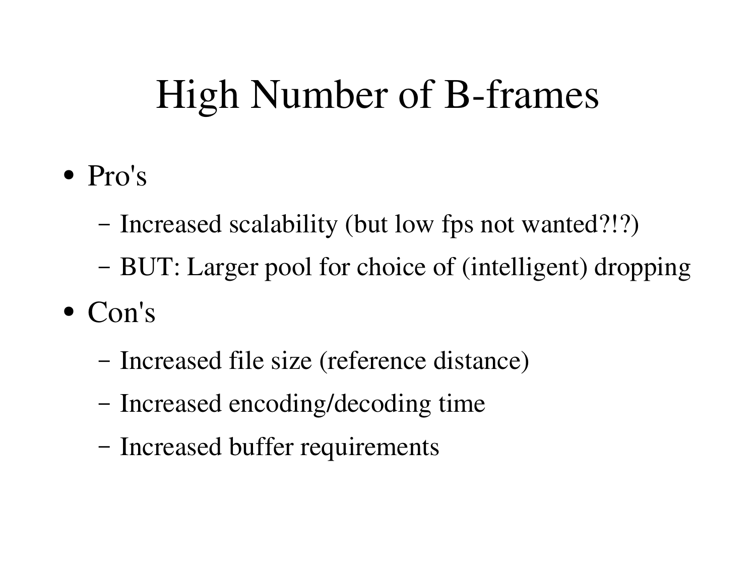# High Number of B-frames

- Pro's
  - Increased scalability (but low fps not wanted?!?)
  - BUT: Larger pool for choice of (intelligent) dropping
- Con's
  - Increased file size (reference distance)
  - Increased encoding/decoding time
  - Increased buffer requirements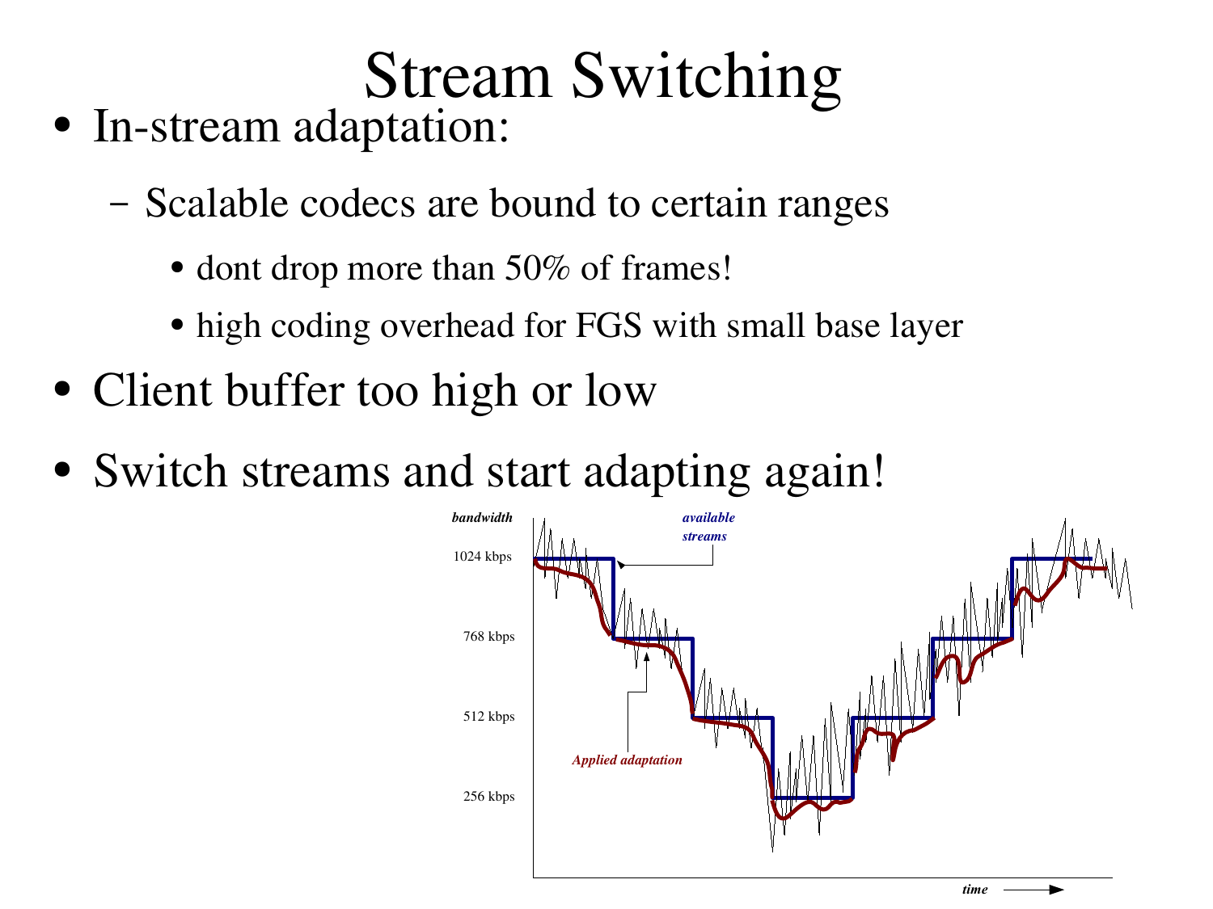# Stream Switching

- In-stream adaptation:
  - Scalable codecs are bound to certain ranges
    - dont drop more than 50% of frames!
    - high coding overhead for FGS with small base layer
- Client buffer too high or low
- Switch streams and start adapting again!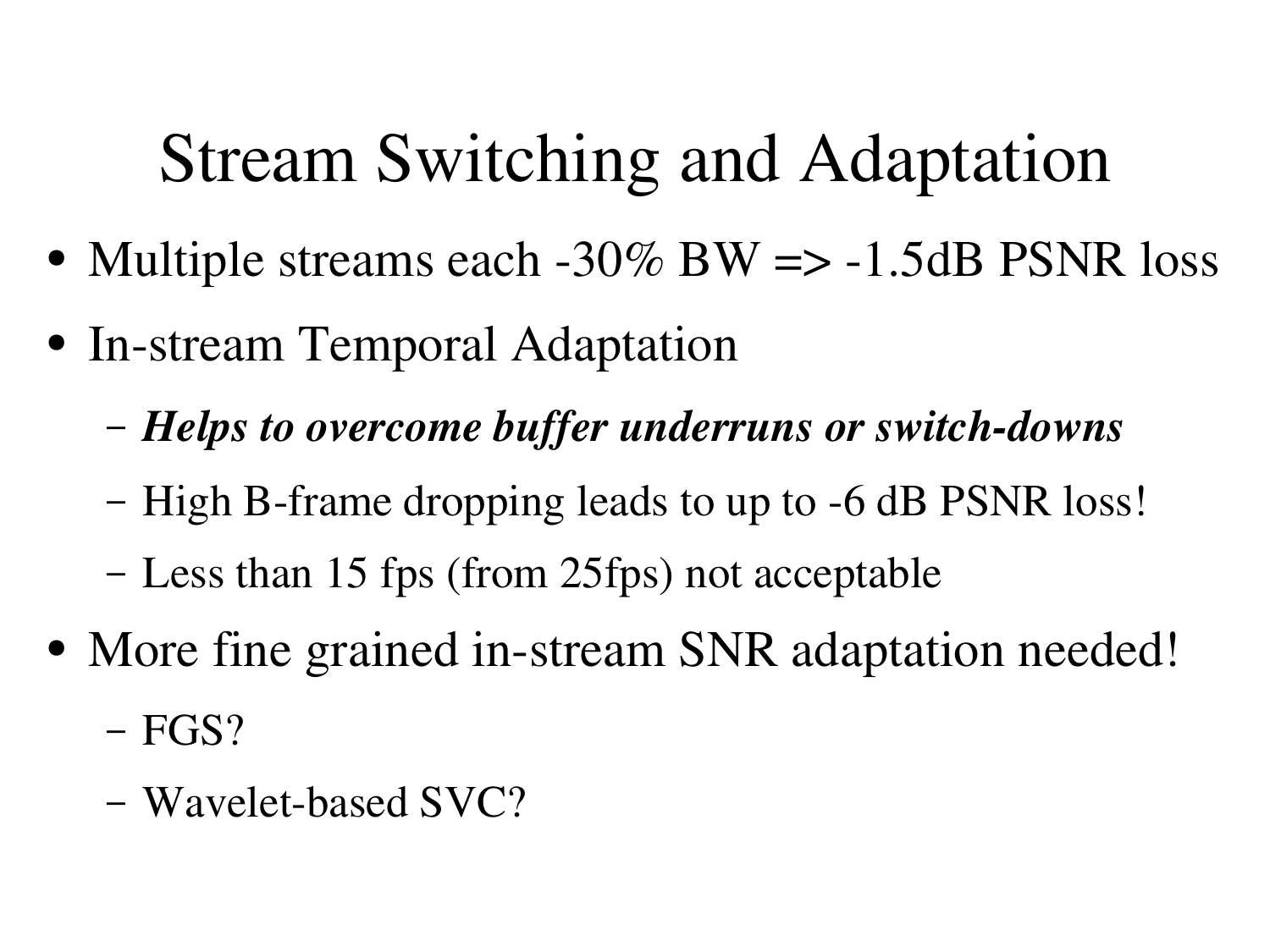# Stream Switching and Adaptation

- Multiple streams each -30% BW => -1.5dB PSNR loss
- In-stream Temporal Adaptation
  - ***Helps to overcome buffer underruns or switch-downs***
  - High B-frame dropping leads to up to -6 dB PSNR loss!
  - Less than 15 fps (from 25fps) not acceptable
- More fine grained in-stream SNR adaptation needed!
  - FGS?
  - Wavelet-based SVC?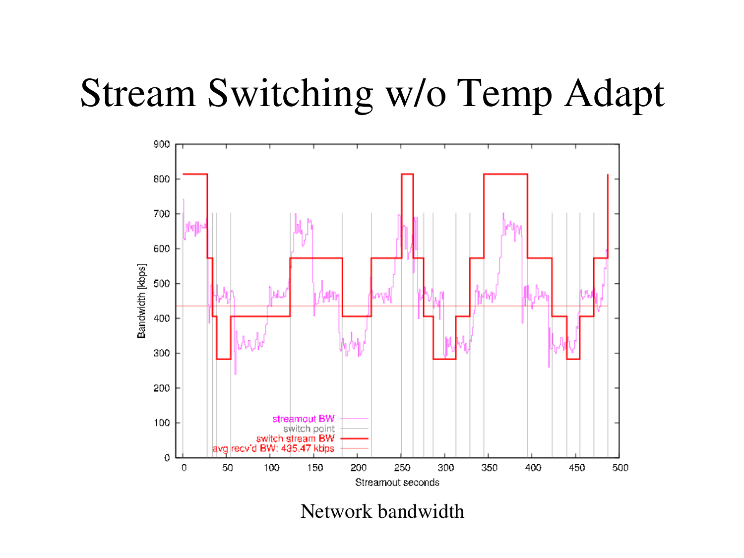# Stream Switching w/o Temp Adapt

Network bandwidth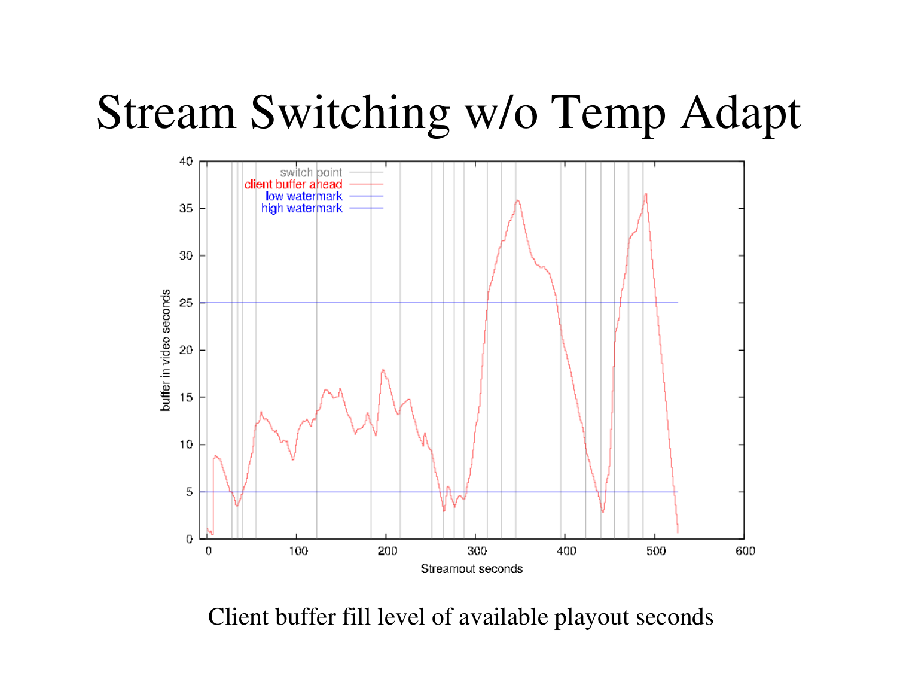# Stream Switching w/o Temp Adapt

Client buffer fill level of available playout seconds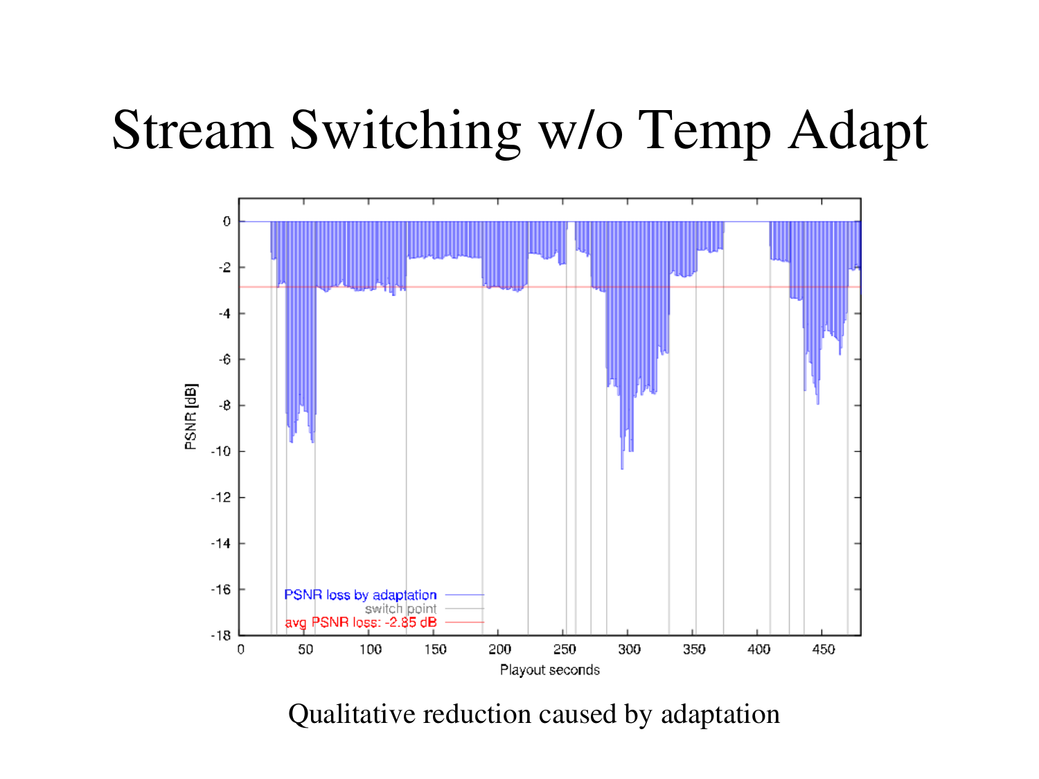# Stream Switching w/o Temp Adapt

Qualitative reduction caused by adaptation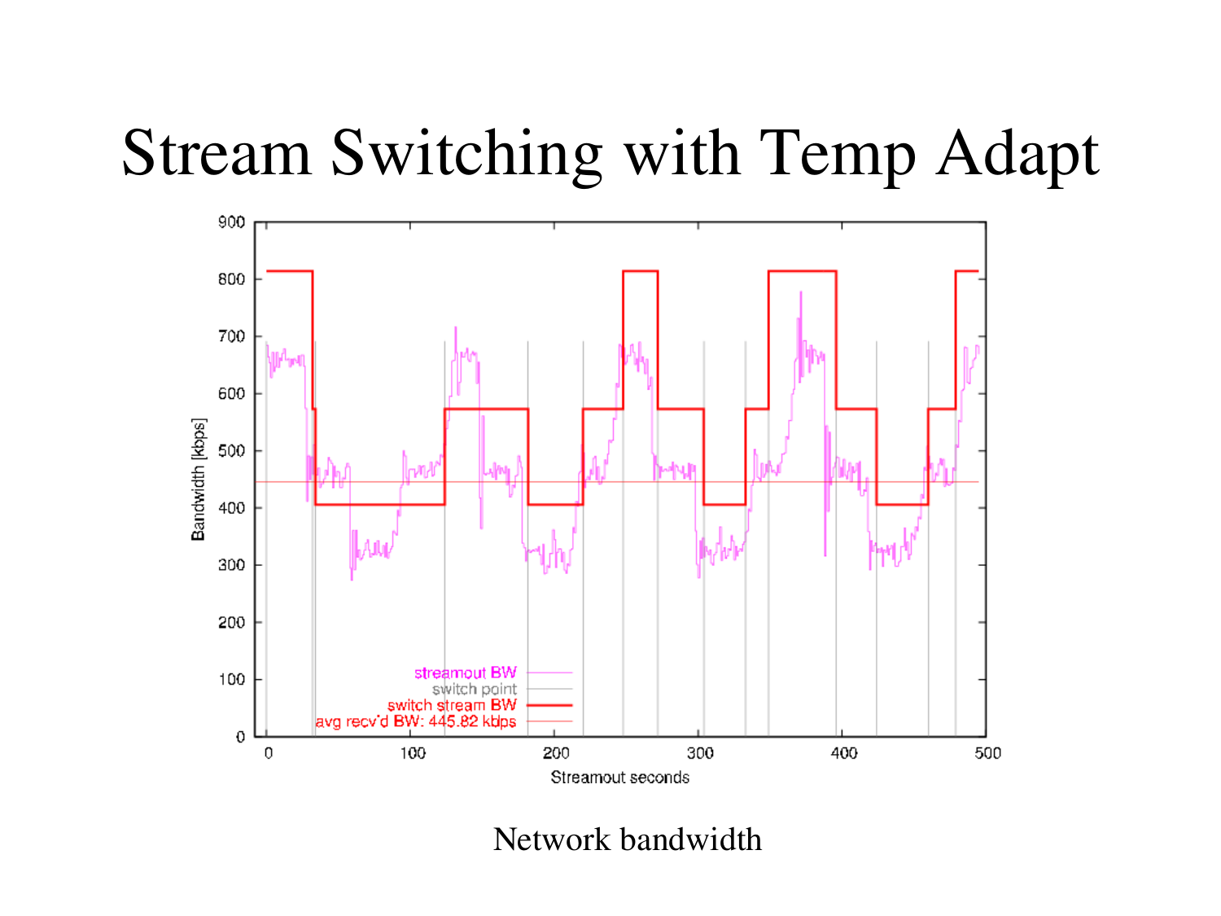# Stream Switching with Temp Adapt

Network bandwidth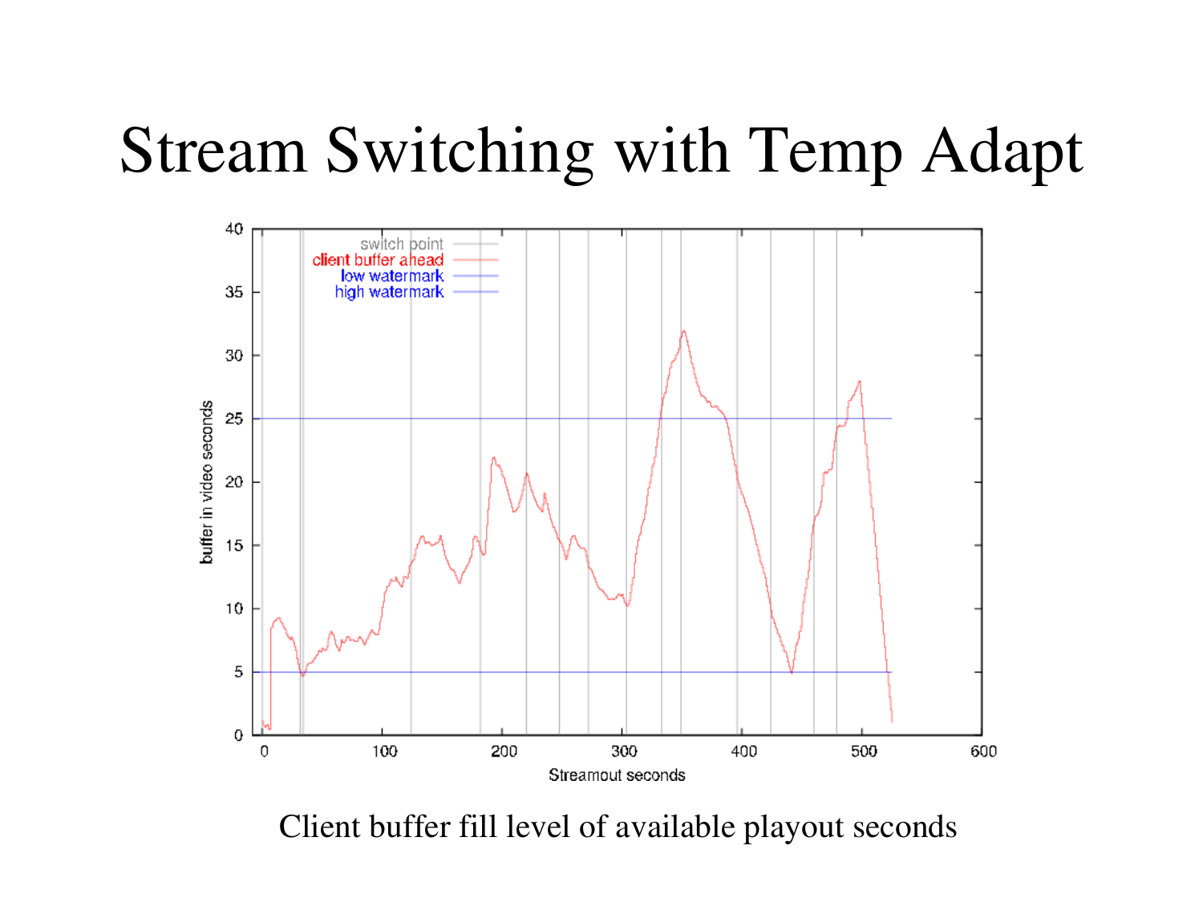# Stream Switching with Temp Adapt

Client buffer fill level of available playout seconds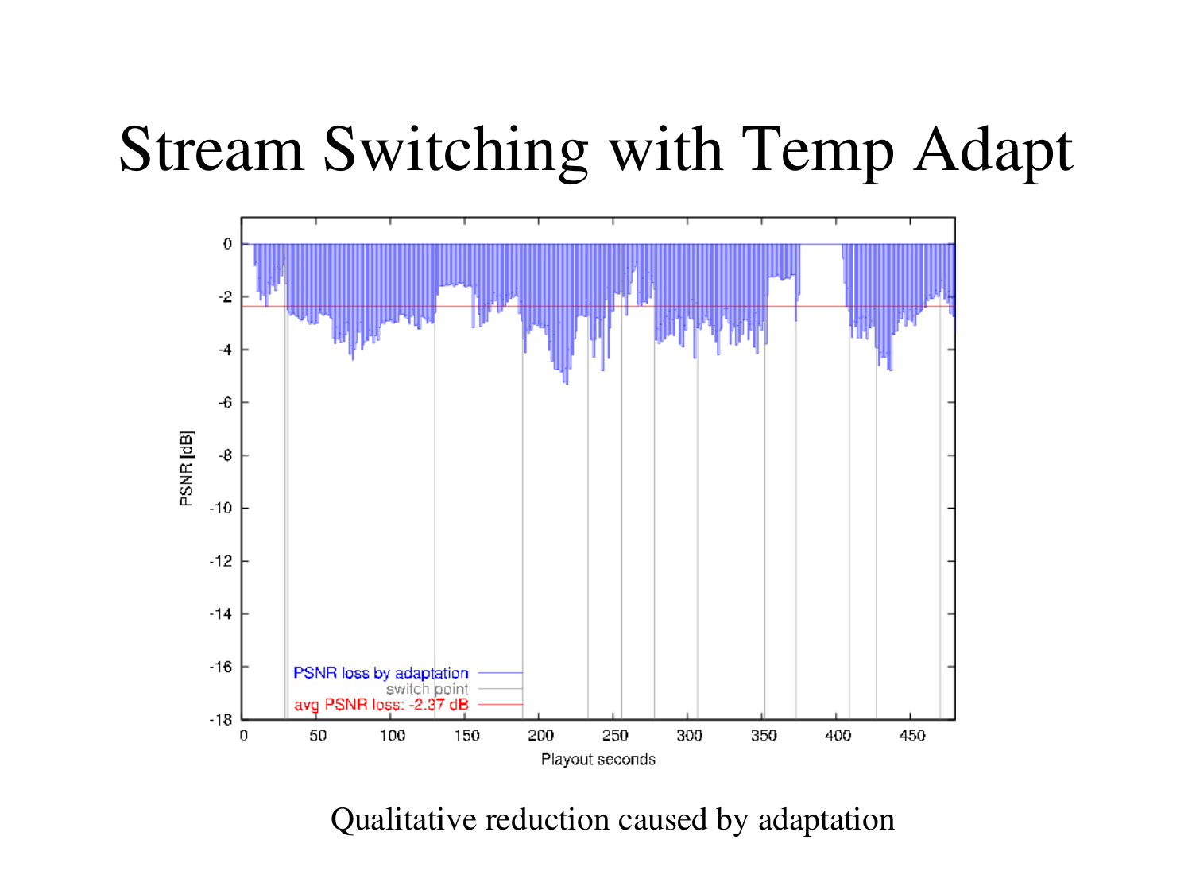# Stream Switching with Temp Adapt

Qualitative reduction caused by adaptation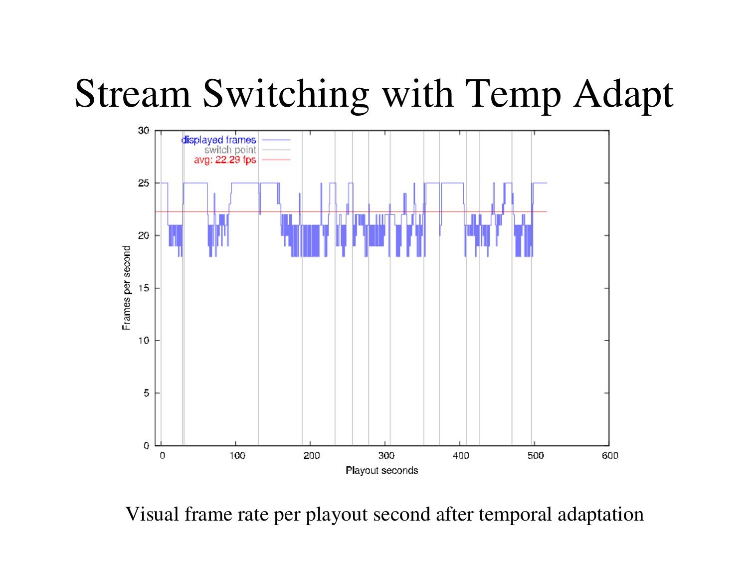# Stream Switching with Temp Adapt

Visual frame rate per playout second after temporal adaptation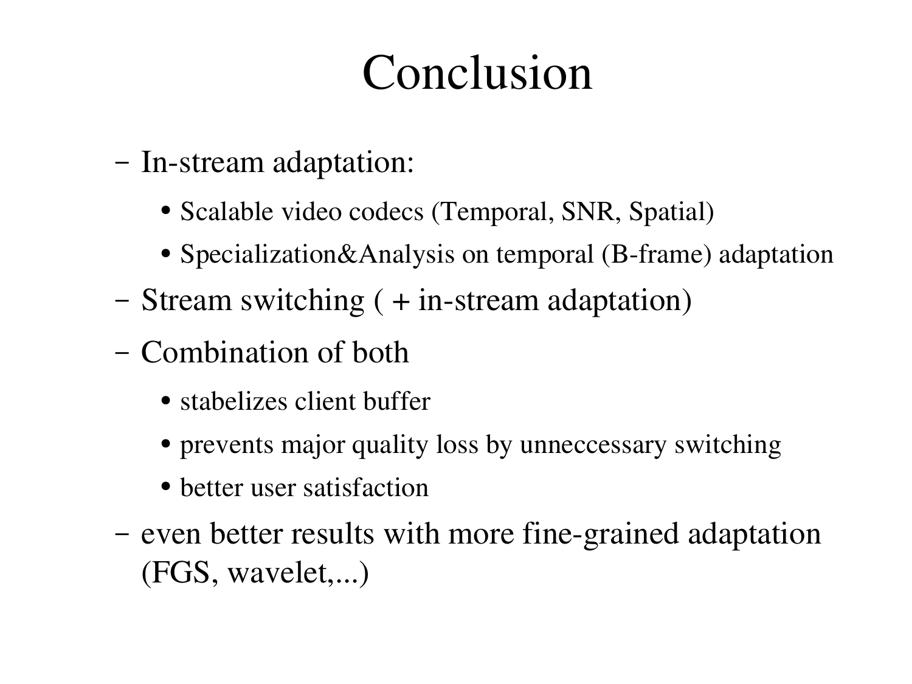# Conclusion

- In-stream adaptation:
  - Scalable video codecs (Temporal, SNR, Spatial)
  - Specialization&Analysis on temporal (B-frame) adaptation
- Stream switching ( + in-stream adaptation)
- Combination of both
  - stabelizes client buffer
  - prevents major quality loss by unneccessary switching
  - better user satisfaction
- even better results with more fine-grained adaptation (FGS, wavelet,...)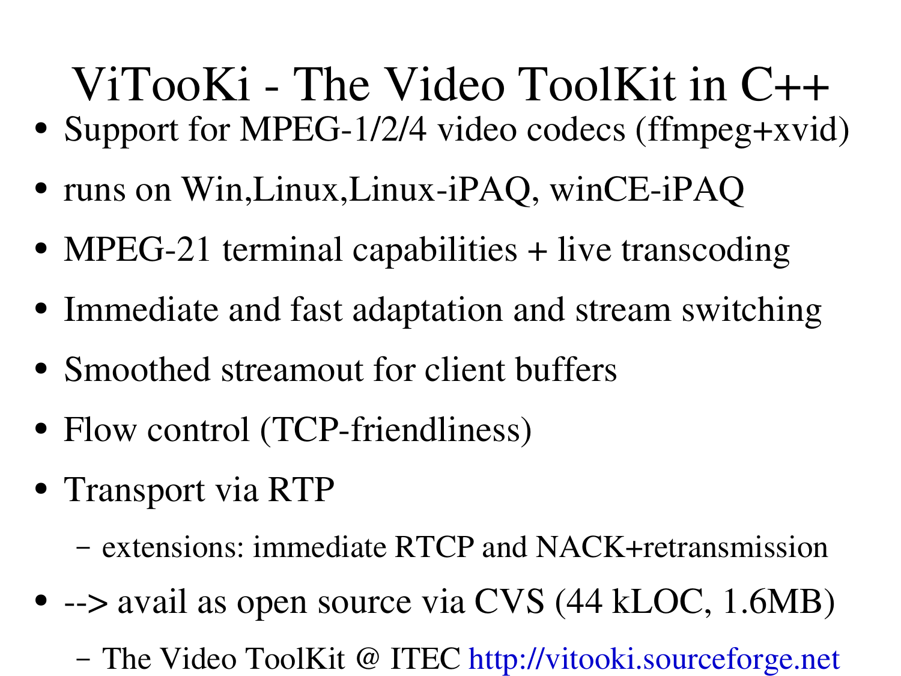# ViTooKi - The Video ToolKit in C++

- Support for MPEG-1/2/4 video codecs (ffmpeg+xvid)
- runs on Win,Linux,Linux-iPAQ, winCE-iPAQ
- MPEG-21 terminal capabilities + live transcoding
- Immediate and fast adaptation and stream switching
- Smoothed streamout for client buffers
- Flow control (TCP-friendliness)
- Transport via RTP
  - extensions: immediate RTCP and NACK+retransmission
- --> avail as open source via CVS (44 kLOC, 1.6MB)
  - The Video ToolKit @ ITEC http://vitooki.sourceforge.net